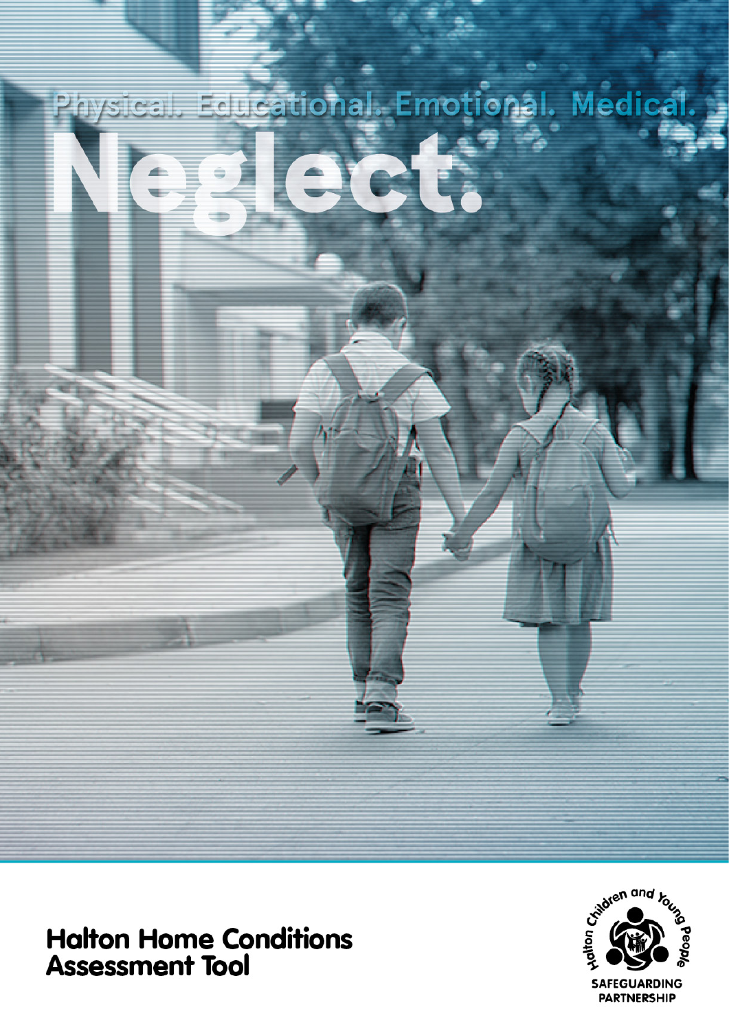Physical. Educational. Emotional. Medical.

# Neglect.

## Halton Home Conditions Assessment Tool

Halton Children and Young People

SAFEGUARDING PARTNERSHIP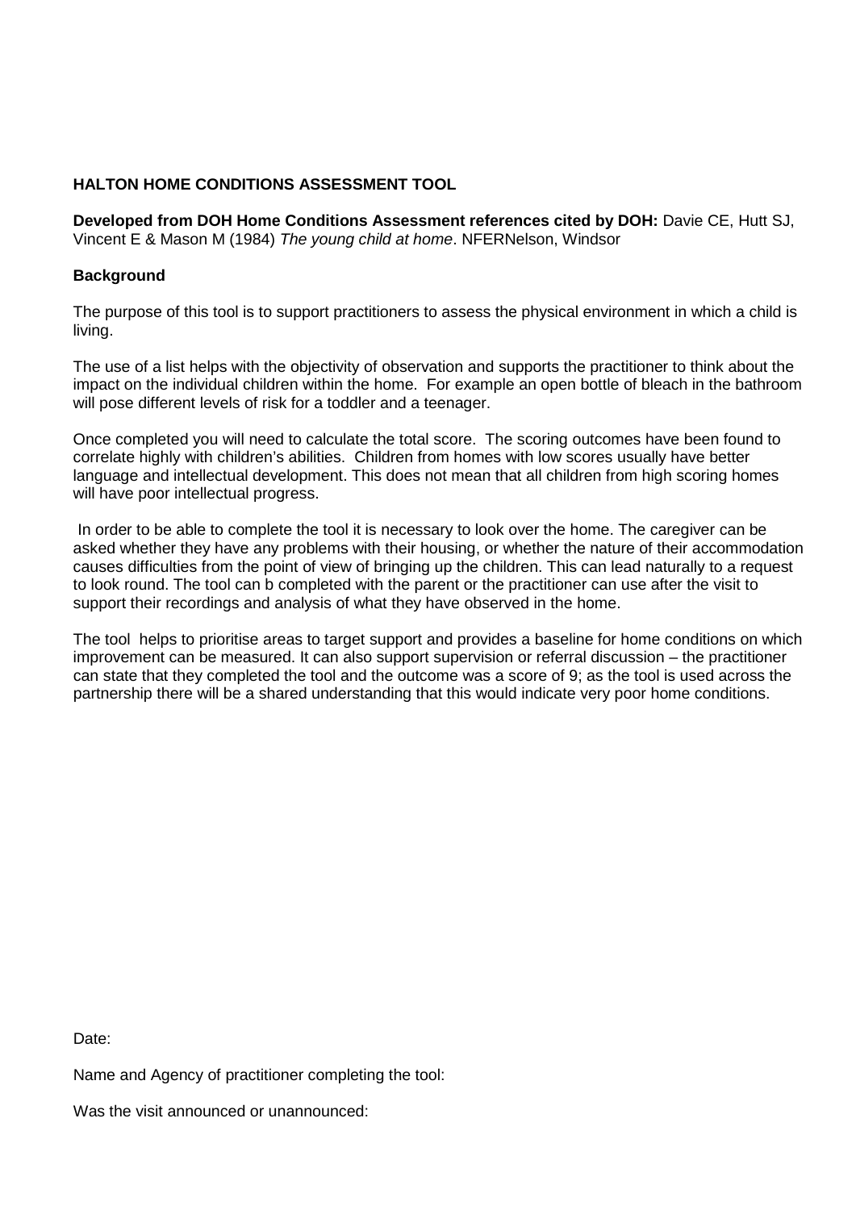**HALTON HOME CONDITIONS ASSESSMENT TOOL**

**Developed from DOH Home Conditions Assessment references cited by DOH:** Davie CE, Hutt SJ, Vincent E & Mason M (1984) *The young child at home*. NFERNelson, Windsor

**Background**

The purpose of this tool is to support practitioners to assess the physical environment in which a child is living.

The use of a list helps with the objectivity of observation and supports the practitioner to think about the impact on the individual children within the home. For example an open bottle of bleach in the bathroom will pose different levels of risk for a toddler and a teenager.

Once completed you will need to calculate the total score. The scoring outcomes have been found to correlate highly with children's abilities. Children from homes with low scores usually have better language and intellectual development. This does not mean that all children from high scoring homes will have poor intellectual progress.

In order to be able to complete the tool it is necessary to look over the home. The caregiver can be asked whether they have any problems with their housing, or whether the nature of their accommodation causes difficulties from the point of view of bringing up the children. This can lead naturally to a request to look round. The tool can b completed with the parent or the practitioner can use after the visit to support their recordings and analysis of what they have observed in the home.

The tool helps to prioritise areas to target support and provides a baseline for home conditions on which improvement can be measured. It can also support supervision or referral discussion – the practitioner can state that they completed the tool and the outcome was a score of 9; as the tool is used across the partnership there will be a shared understanding that this would indicate very poor home conditions.

Date:

Name and Agency of practitioner completing the tool:

Was the visit announced or unannounced: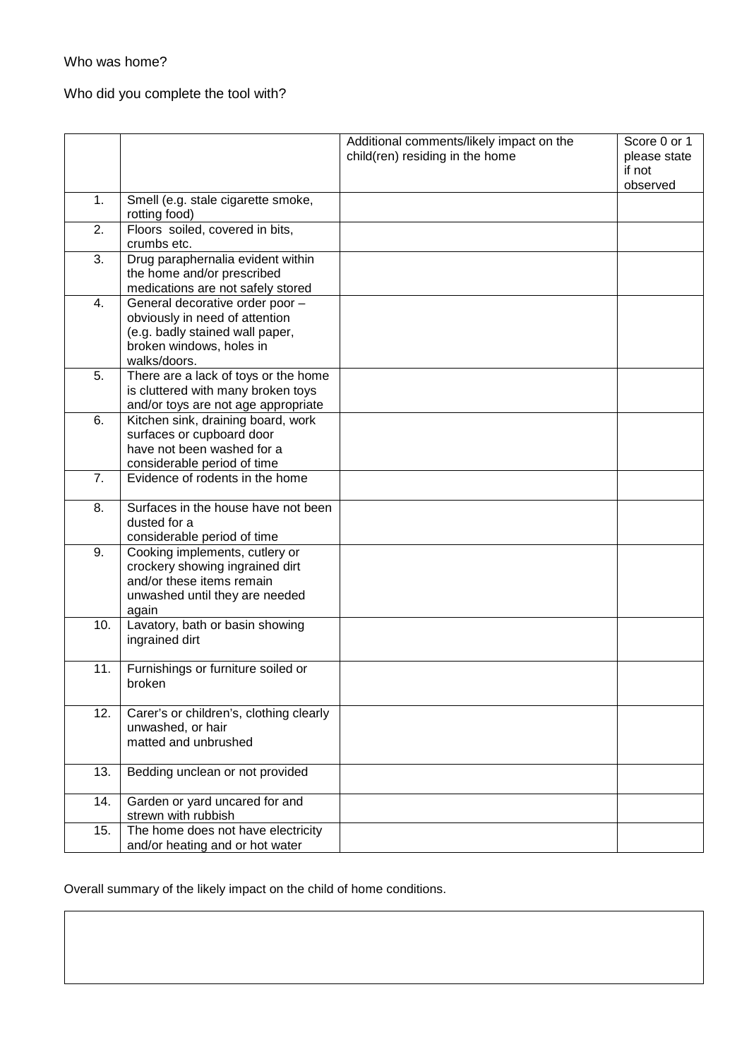Who was home?

Who did you complete the tool with?

| | | Additional comments/likely impact on the child(ren) residing in the home | Score 0 or 1 please state if not observed |
|---|---|---|---|
| 1. | Smell (e.g. stale cigarette smoke, rotting food) | | |
| 2. | Floors soiled, covered in bits, crumbs etc. | | |
| 3. | Drug paraphernalia evident within the home and/or prescribed medications are not safely stored | | |
| 4. | General decorative order poor – obviously in need of attention (e.g. badly stained wall paper, broken windows, holes in walks/doors. | | |
| 5. | There are a lack of toys or the home is cluttered with many broken toys and/or toys are not age appropriate | | |
| 6. | Kitchen sink, draining board, work surfaces or cupboard door have not been washed for a considerable period of time | | |
| 7. | Evidence of rodents in the home | | |
| 8. | Surfaces in the house have not been dusted for a considerable period of time | | |
| 9. | Cooking implements, cutlery or crockery showing ingrained dirt and/or these items remain unwashed until they are needed again | | |
| 10. | Lavatory, bath or basin showing ingrained dirt | | |
| 11. | Furnishings or furniture soiled or broken | | |
| 12. | Carer's or children's, clothing clearly unwashed, or hair matted and unbrushed | | |
| 13. | Bedding unclean or not provided | | |
| 14. | Garden or yard uncared for and strewn with rubbish | | |
| 15. | The home does not have electricity and/or heating and or hot water | | |

Overall summary of the likely impact on the child of home conditions.

| |
|---|
| |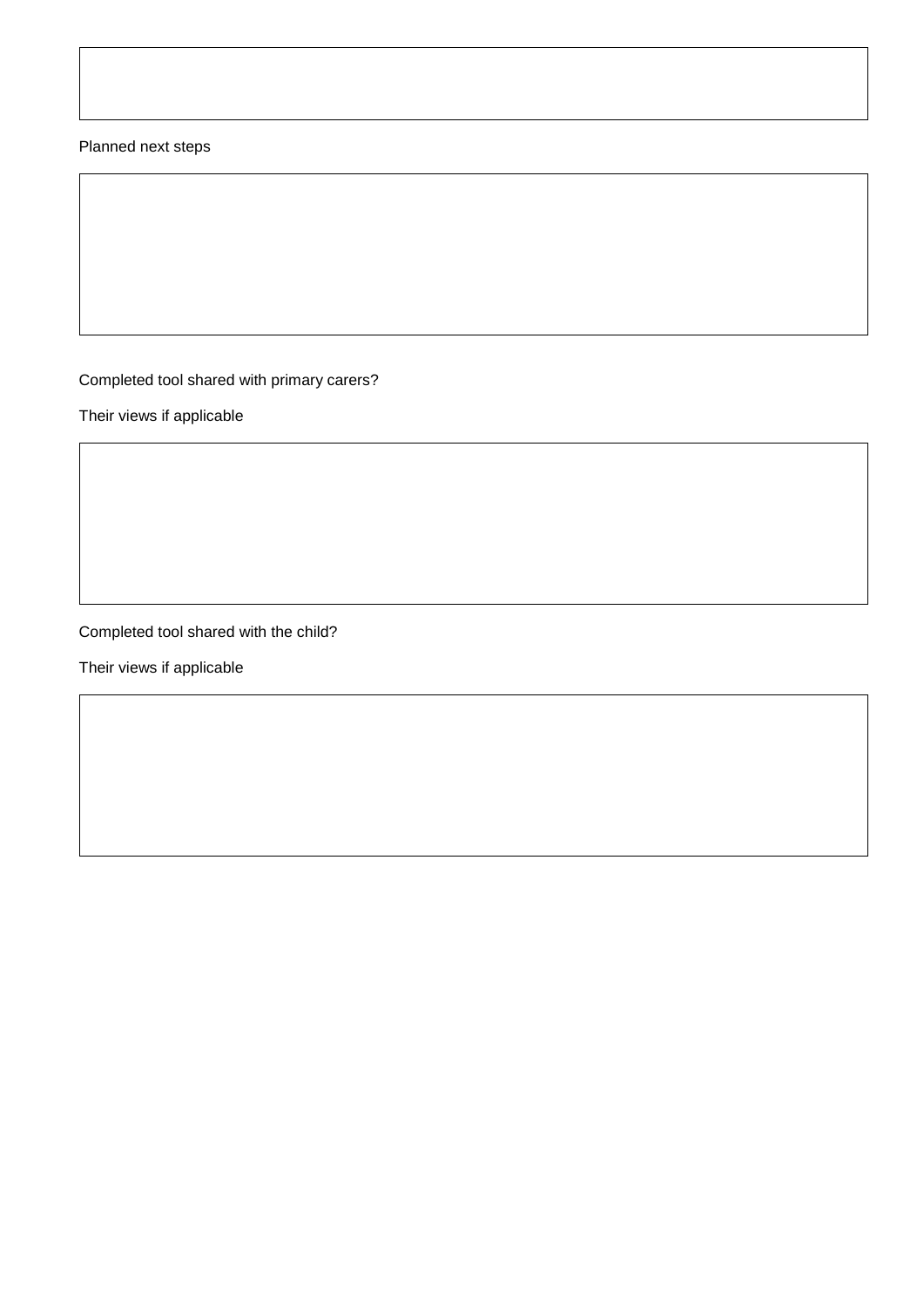Planned next steps

Completed tool shared with primary carers?

Their views if applicable

Completed tool shared with the child?

Their views if applicable